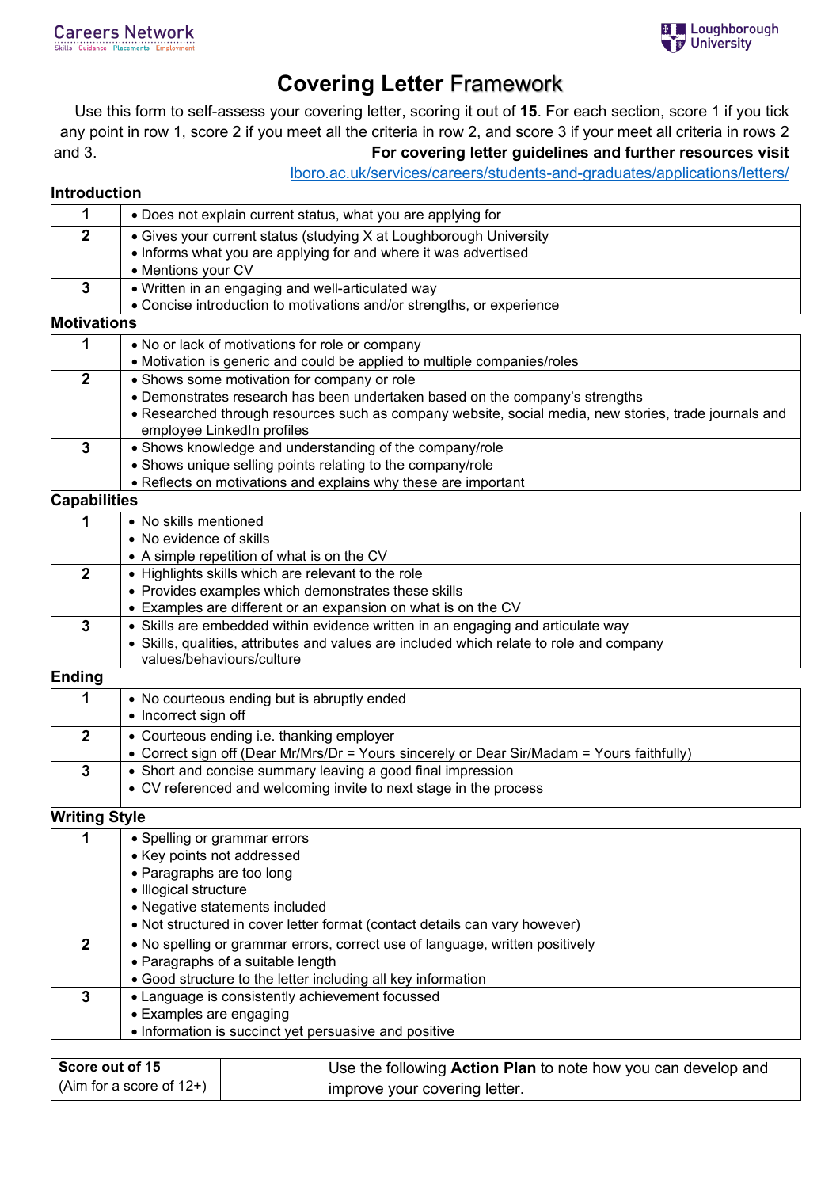# Covering Letter Framework

Use this form to self-assess your covering letter, scoring it out of **15**. For each section, score 1 if you tick any point in row 1, score 2 if you meet all the criteria in row 2, and score 3 if your meet all criteria in rows 2 and 3. **For covering letter guidelines and further resources visit** lboro.ac.uk/services/careers/students-and-graduates/applications/letters/

## Introduction

| Score | Criteria |
|---|---|
| **1** | • Does not explain current status, what you are applying for |
| **2** | • Gives your current status (studying X at Loughborough University<br>• Informs what you are applying for and where it was advertised<br>• Mentions your CV |
| **3** | • Written in an engaging and well-articulated way<br>• Concise introduction to motivations and/or strengths, or experience |

## Motivations

| Score | Criteria |
|---|---|
| **1** | • No or lack of motivations for role or company<br>• Motivation is generic and could be applied to multiple companies/roles |
| **2** | • Shows some motivation for company or role<br>• Demonstrates research has been undertaken based on the company's strengths<br>• Researched through resources such as company website, social media, new stories, trade journals and employee LinkedIn profiles |
| **3** | • Shows knowledge and understanding of the company/role<br>• Shows unique selling points relating to the company/role<br>• Reflects on motivations and explains why these are important |

## Capabilities

| Score | Criteria |
|---|---|
| **1** | • No skills mentioned<br>• No evidence of skills<br>• A simple repetition of what is on the CV |
| **2** | • Highlights skills which are relevant to the role<br>• Provides examples which demonstrates these skills<br>• Examples are different or an expansion on what is on the CV |
| **3** | • Skills are embedded within evidence written in an engaging and articulate way<br>• Skills, qualities, attributes and values are included which relate to role and company values/behaviours/culture |

## Ending

| Score | Criteria |
|---|---|
| **1** | • No courteous ending but is abruptly ended<br>• Incorrect sign off |
| **2** | • Courteous ending i.e. thanking employer<br>• Correct sign off (Dear Mr/Mrs/Dr = Yours sincerely or Dear Sir/Madam = Yours faithfully) |
| **3** | • Short and concise summary leaving a good final impression<br>• CV referenced and welcoming invite to next stage in the process |

## Writing Style

| Score | Criteria |
|---|---|
| **1** | • Spelling or grammar errors<br>• Key points not addressed<br>• Paragraphs are too long<br>• Illogical structure<br>• Negative statements included<br>• Not structured in cover letter format (contact details can vary however) |
| **2** | • No spelling or grammar errors, correct use of language, written positively<br>• Paragraphs of a suitable length<br>• Good structure to the letter including all key information |
| **3** | • Language is consistently achievement focussed<br>• Examples are engaging<br>• Information is succinct yet persuasive and positive |

| **Score out of 15**<br>(Aim for a score of 12+) | | Use the following **Action Plan** to note how you can develop and improve your covering letter. |
|---|---|---|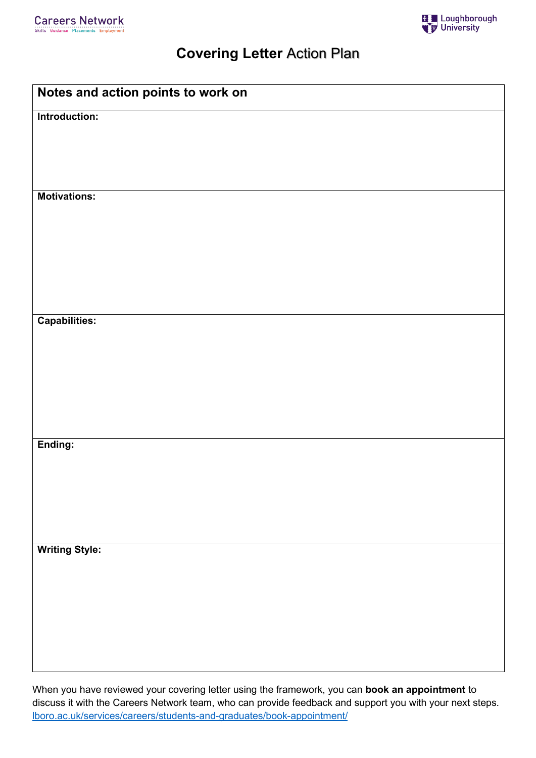# Covering Letter Action Plan

| Notes and action points to work on |
| --- |
| **Introduction:** |
| **Motivations:** |
| **Capabilities:** |
| **Ending:** |
| **Writing Style:** |

When you have reviewed your covering letter using the framework, you can **book an appointment** to discuss it with the Careers Network team, who can provide feedback and support you with your next steps. [lboro.ac.uk/services/careers/students-and-graduates/book-appointment/](lboro.ac.uk/services/careers/students-and-graduates/book-appointment/)